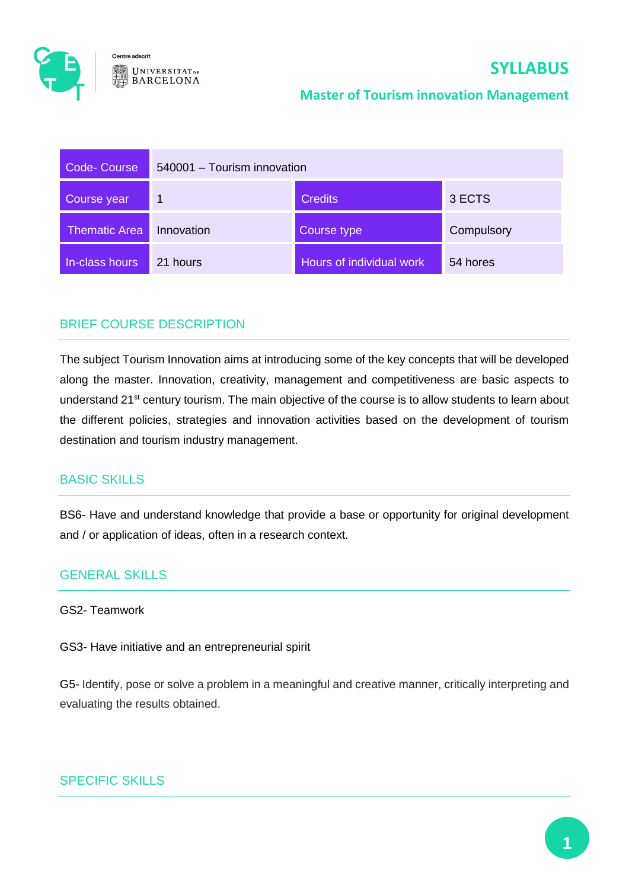# SYLLABUS

## Master of Tourism innovation Management

| Code- Course | 540001 – Tourism innovation | | |
|---|---|---|---|
| Course year | 1 | Credits | 3 ECTS |
| Thematic Area | Innovation | Course type | Compulsory |
| In-class hours | 21 hours | Hours of individual work | 54 hores |

## BRIEF COURSE DESCRIPTION

The subject Tourism Innovation aims at introducing some of the key concepts that will be developed along the master. Innovation, creativity, management and competitiveness are basic aspects to understand 21st century tourism. The main objective of the course is to allow students to learn about the different policies, strategies and innovation activities based on the development of tourism destination and tourism industry management.

## BASIC SKILLS

BS6- Have and understand knowledge that provide a base or opportunity for original development and / or application of ideas, often in a research context.

## GENERAL SKILLS

GS2- Teamwork

GS3- Have initiative and an entrepreneurial spirit

G5- Identify, pose or solve a problem in a meaningful and creative manner, critically interpreting and evaluating the results obtained.

## SPECIFIC SKILLS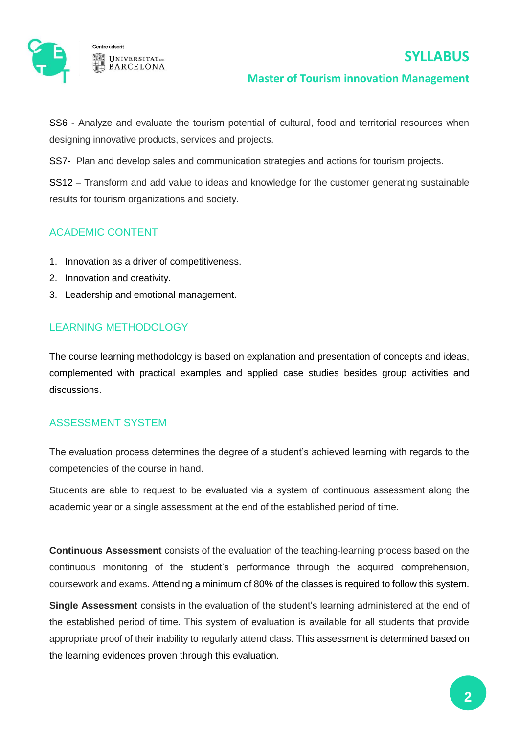SS6 - Analyze and evaluate the tourism potential of cultural, food and territorial resources when designing innovative products, services and projects.

SS7- Plan and develop sales and communication strategies and actions for tourism projects.

SS12 – Transform and add value to ideas and knowledge for the customer generating sustainable results for tourism organizations and society.

## ACADEMIC CONTENT

1. Innovation as a driver of competitiveness.
2. Innovation and creativity.
3. Leadership and emotional management.

## LEARNING METHODOLOGY

The course learning methodology is based on explanation and presentation of concepts and ideas, complemented with practical examples and applied case studies besides group activities and discussions.

## ASSESSMENT SYSTEM

The evaluation process determines the degree of a student's achieved learning with regards to the competencies of the course in hand.

Students are able to request to be evaluated via a system of continuous assessment along the academic year or a single assessment at the end of the established period of time.

**Continuous Assessment** consists of the evaluation of the teaching-learning process based on the continuous monitoring of the student's performance through the acquired comprehension, coursework and exams. Attending a minimum of 80% of the classes is required to follow this system.

**Single Assessment** consists in the evaluation of the student's learning administered at the end of the established period of time. This system of evaluation is available for all students that provide appropriate proof of their inability to regularly attend class. This assessment is determined based on the learning evidences proven through this evaluation.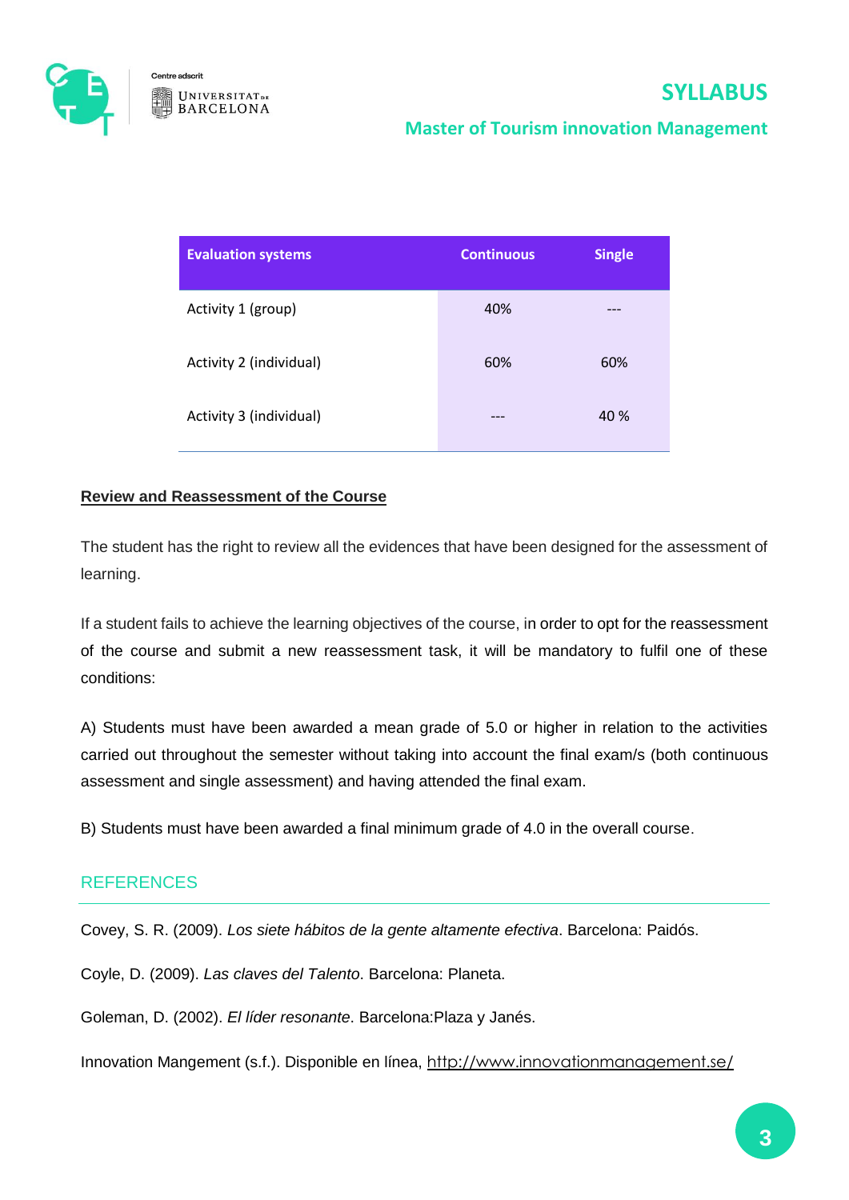| Evaluation systems | Continuous | Single |
|---|---|---|
| Activity 1 (group) | 40% | --- |
| Activity 2 (individual) | 60% | 60% |
| Activity 3 (individual) | --- | 40 % |

**Review and Reassessment of the Course**

The student has the right to review all the evidences that have been designed for the assessment of learning.

If a student fails to achieve the learning objectives of the course, in order to opt for the reassessment of the course and submit a new reassessment task, it will be mandatory to fulfil one of these conditions:

A) Students must have been awarded a mean grade of 5.0 or higher in relation to the activities carried out throughout the semester without taking into account the final exam/s (both continuous assessment and single assessment) and having attended the final exam.

B) Students must have been awarded a final minimum grade of 4.0 in the overall course.

## REFERENCES

Covey, S. R. (2009). *Los siete hábitos de la gente altamente efectiva*. Barcelona: Paidós.

Coyle, D. (2009). *Las claves del Talento*. Barcelona: Planeta.

Goleman, D. (2002). *El líder resonante*. Barcelona:Plaza y Janés.

Innovation Mangement (s.f.). Disponible en línea, http://www.innovationmanagement.se/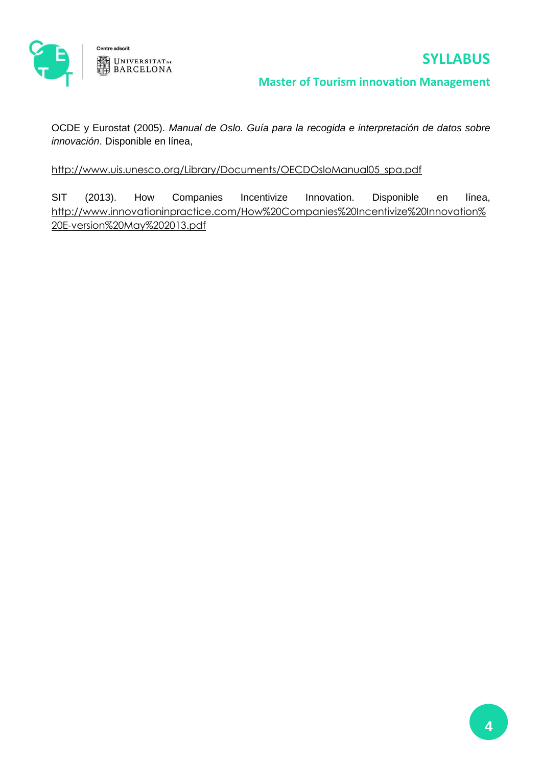OCDE y Eurostat (2005). *Manual de Oslo. Guía para la recogida e interpretación de datos sobre innovación*. Disponible en línea,

http://www.uis.unesco.org/Library/Documents/OECDOsloManual05_spa.pdf

SIT (2013). How Companies Incentivize Innovation. Disponible en línea, http://www.innovationinpractice.com/How%20Companies%20Incentivize%20Innovation%20E-version%20May%202013.pdf